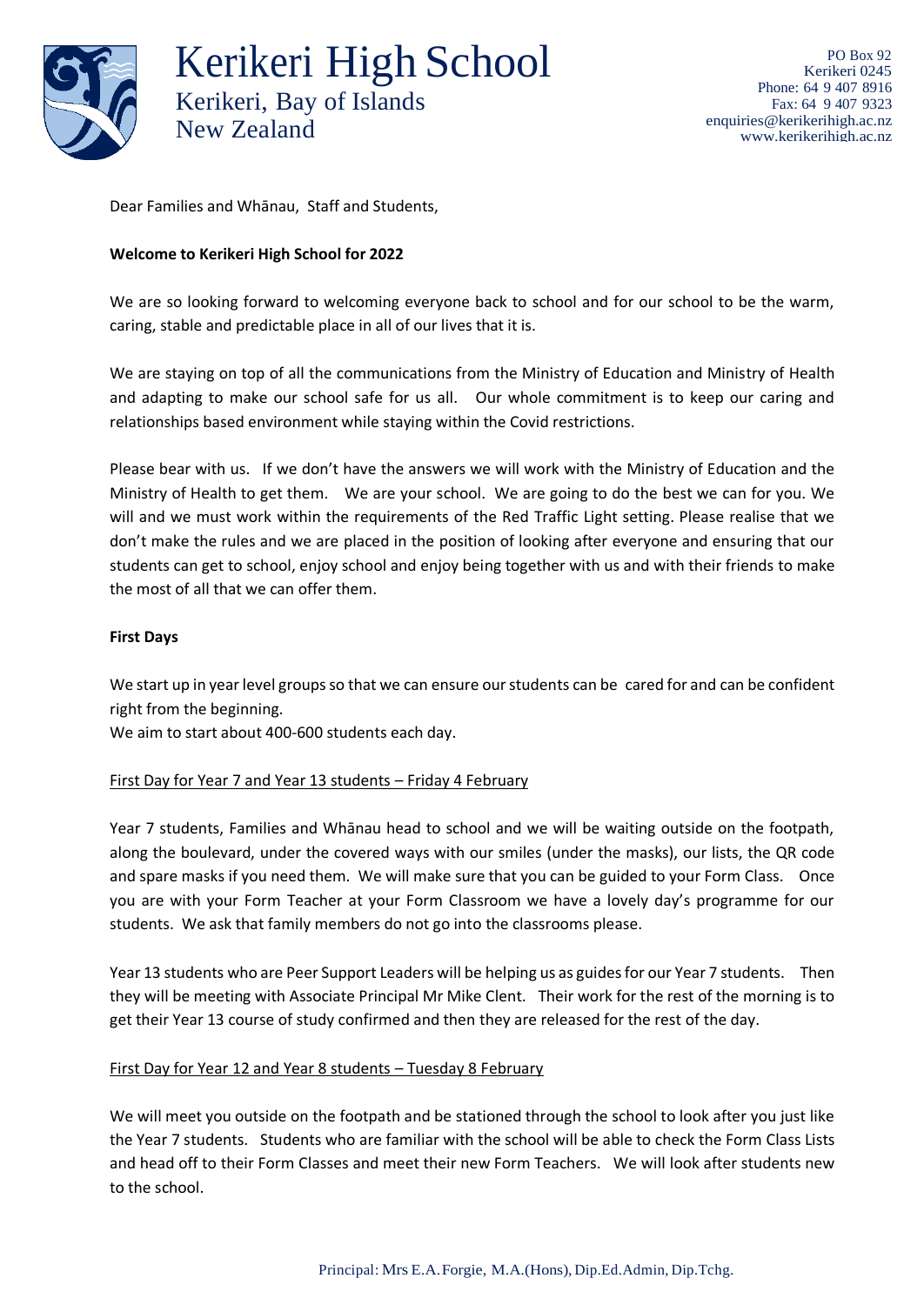# Kerikeri High School

Kerikeri, Bay of Islands
New Zealand

PO Box 92
Kerikeri 0245
Phone: 64 9 407 8916
Fax: 64 9 407 9323
enquiries@kerikerihigh.ac.nz
www.kerikerihigh.ac.nz

Dear Families and Whānau, Staff and Students,

**Welcome to Kerikeri High School for 2022**

We are so looking forward to welcoming everyone back to school and for our school to be the warm, caring, stable and predictable place in all of our lives that it is.

We are staying on top of all the communications from the Ministry of Education and Ministry of Health and adapting to make our school safe for us all. Our whole commitment is to keep our caring and relationships based environment while staying within the Covid restrictions.

Please bear with us. If we don't have the answers we will work with the Ministry of Education and the Ministry of Health to get them. We are your school. We are going to do the best we can for you. We will and we must work within the requirements of the Red Traffic Light setting. Please realise that we don't make the rules and we are placed in the position of looking after everyone and ensuring that our students can get to school, enjoy school and enjoy being together with us and with their friends to make the most of all that we can offer them.

**First Days**

We start up in year level groups so that we can ensure our students can be cared for and can be confident right from the beginning.
We aim to start about 400-600 students each day.

First Day for Year 7 and Year 13 students – Friday 4 February

Year 7 students, Families and Whānau head to school and we will be waiting outside on the footpath, along the boulevard, under the covered ways with our smiles (under the masks), our lists, the QR code and spare masks if you need them. We will make sure that you can be guided to your Form Class. Once you are with your Form Teacher at your Form Classroom we have a lovely day's programme for our students. We ask that family members do not go into the classrooms please.

Year 13 students who are Peer Support Leaders will be helping us as guides for our Year 7 students. Then they will be meeting with Associate Principal Mr Mike Clent. Their work for the rest of the morning is to get their Year 13 course of study confirmed and then they are released for the rest of the day.

First Day for Year 12 and Year 8 students – Tuesday 8 February

We will meet you outside on the footpath and be stationed through the school to look after you just like the Year 7 students. Students who are familiar with the school will be able to check the Form Class Lists and head off to their Form Classes and meet their new Form Teachers. We will look after students new to the school.

Principal: Mrs E.A. Forgie, M.A.(Hons), Dip.Ed.Admin, Dip.Tchg.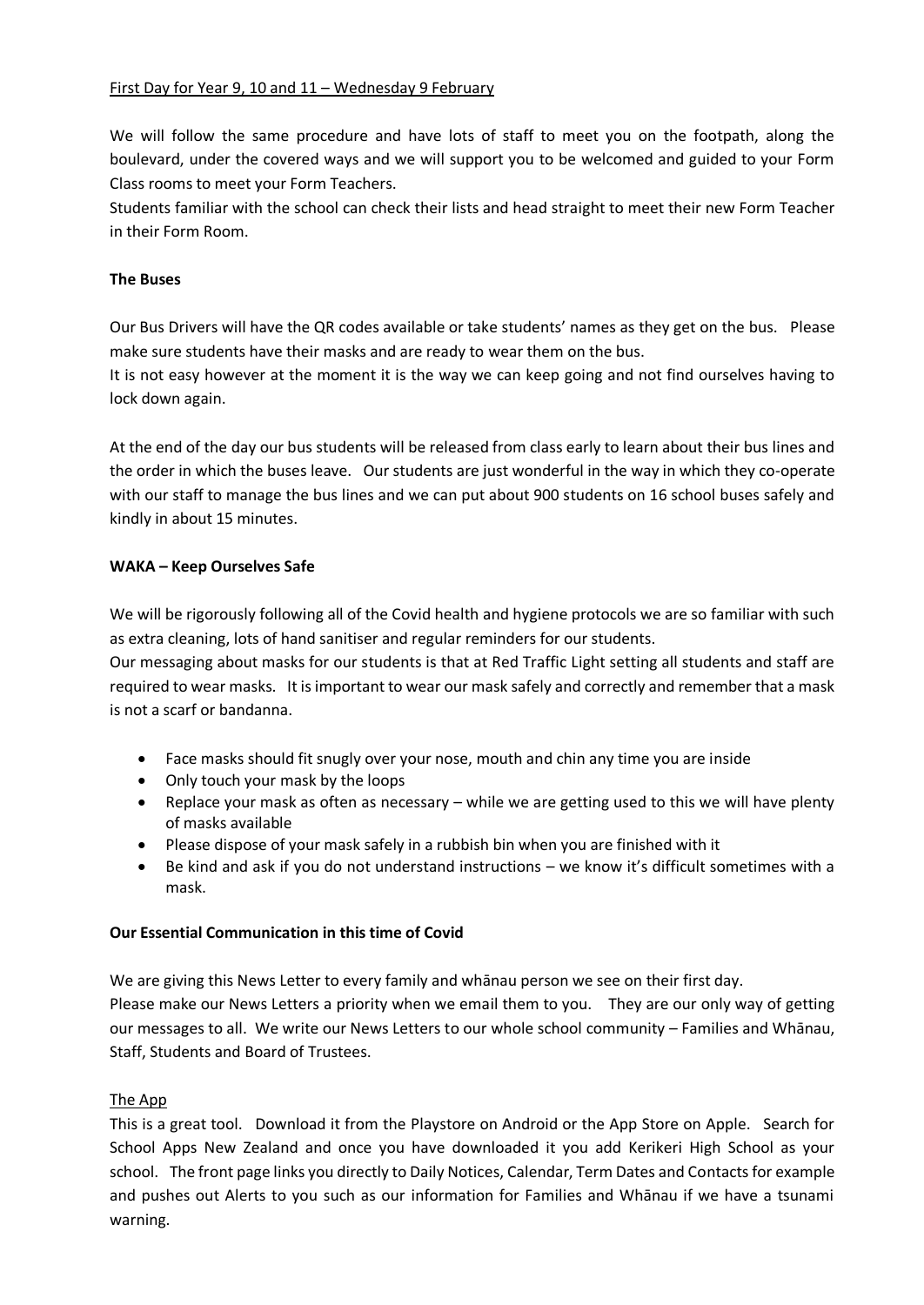First Day for Year 9, 10 and 11 – Wednesday 9 February

We will follow the same procedure and have lots of staff to meet you on the footpath, along the boulevard, under the covered ways and we will support you to be welcomed and guided to your Form Class rooms to meet your Form Teachers.

Students familiar with the school can check their lists and head straight to meet their new Form Teacher in their Form Room.

**The Buses**

Our Bus Drivers will have the QR codes available or take students' names as they get on the bus. Please make sure students have their masks and are ready to wear them on the bus.

It is not easy however at the moment it is the way we can keep going and not find ourselves having to lock down again.

At the end of the day our bus students will be released from class early to learn about their bus lines and the order in which the buses leave. Our students are just wonderful in the way in which they co-operate with our staff to manage the bus lines and we can put about 900 students on 16 school buses safely and kindly in about 15 minutes.

**WAKA – Keep Ourselves Safe**

We will be rigorously following all of the Covid health and hygiene protocols we are so familiar with such as extra cleaning, lots of hand sanitiser and regular reminders for our students.

Our messaging about masks for our students is that at Red Traffic Light setting all students and staff are required to wear masks. It is important to wear our mask safely and correctly and remember that a mask is not a scarf or bandanna.

- Face masks should fit snugly over your nose, mouth and chin any time you are inside
- Only touch your mask by the loops
- Replace your mask as often as necessary – while we are getting used to this we will have plenty of masks available
- Please dispose of your mask safely in a rubbish bin when you are finished with it
- Be kind and ask if you do not understand instructions – we know it's difficult sometimes with a mask.

**Our Essential Communication in this time of Covid**

We are giving this News Letter to every family and whānau person we see on their first day.

Please make our News Letters a priority when we email them to you. They are our only way of getting our messages to all. We write our News Letters to our whole school community – Families and Whānau, Staff, Students and Board of Trustees.

The App

This is a great tool. Download it from the Playstore on Android or the App Store on Apple. Search for School Apps New Zealand and once you have downloaded it you add Kerikeri High School as your school. The front page links you directly to Daily Notices, Calendar, Term Dates and Contacts for example and pushes out Alerts to you such as our information for Families and Whānau if we have a tsunami warning.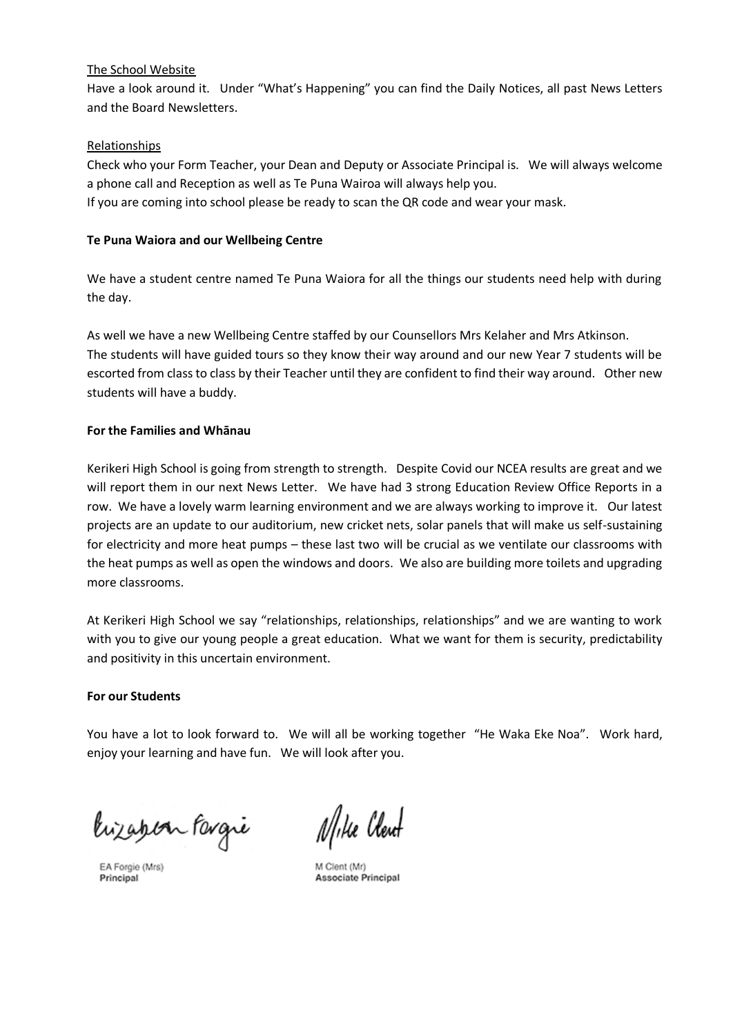The School Website

Have a look around it. Under "What's Happening" you can find the Daily Notices, all past News Letters and the Board Newsletters.

Relationships

Check who your Form Teacher, your Dean and Deputy or Associate Principal is. We will always welcome a phone call and Reception as well as Te Puna Wairoa will always help you.
If you are coming into school please be ready to scan the QR code and wear your mask.

**Te Puna Waiora and our Wellbeing Centre**

We have a student centre named Te Puna Waiora for all the things our students need help with during the day.

As well we have a new Wellbeing Centre staffed by our Counsellors Mrs Kelaher and Mrs Atkinson.
The students will have guided tours so they know their way around and our new Year 7 students will be escorted from class to class by their Teacher until they are confident to find their way around. Other new students will have a buddy.

**For the Families and Whānau**

Kerikeri High School is going from strength to strength. Despite Covid our NCEA results are great and we will report them in our next News Letter. We have had 3 strong Education Review Office Reports in a row. We have a lovely warm learning environment and we are always working to improve it. Our latest projects are an update to our auditorium, new cricket nets, solar panels that will make us self-sustaining for electricity and more heat pumps – these last two will be crucial as we ventilate our classrooms with the heat pumps as well as open the windows and doors. We also are building more toilets and upgrading more classrooms.

At Kerikeri High School we say "relationships, relationships, relationships" and we are wanting to work with you to give our young people a great education. What we want for them is security, predictability and positivity in this uncertain environment.

**For our Students**

You have a lot to look forward to. We will all be working together "He Waka Eke Noa". Work hard, enjoy your learning and have fun. We will look after you.

Elizabeth Forgie

EA Forgie (Mrs)
**Principal**

Mike Clent

M Clent (Mr)
**Associate Principal**